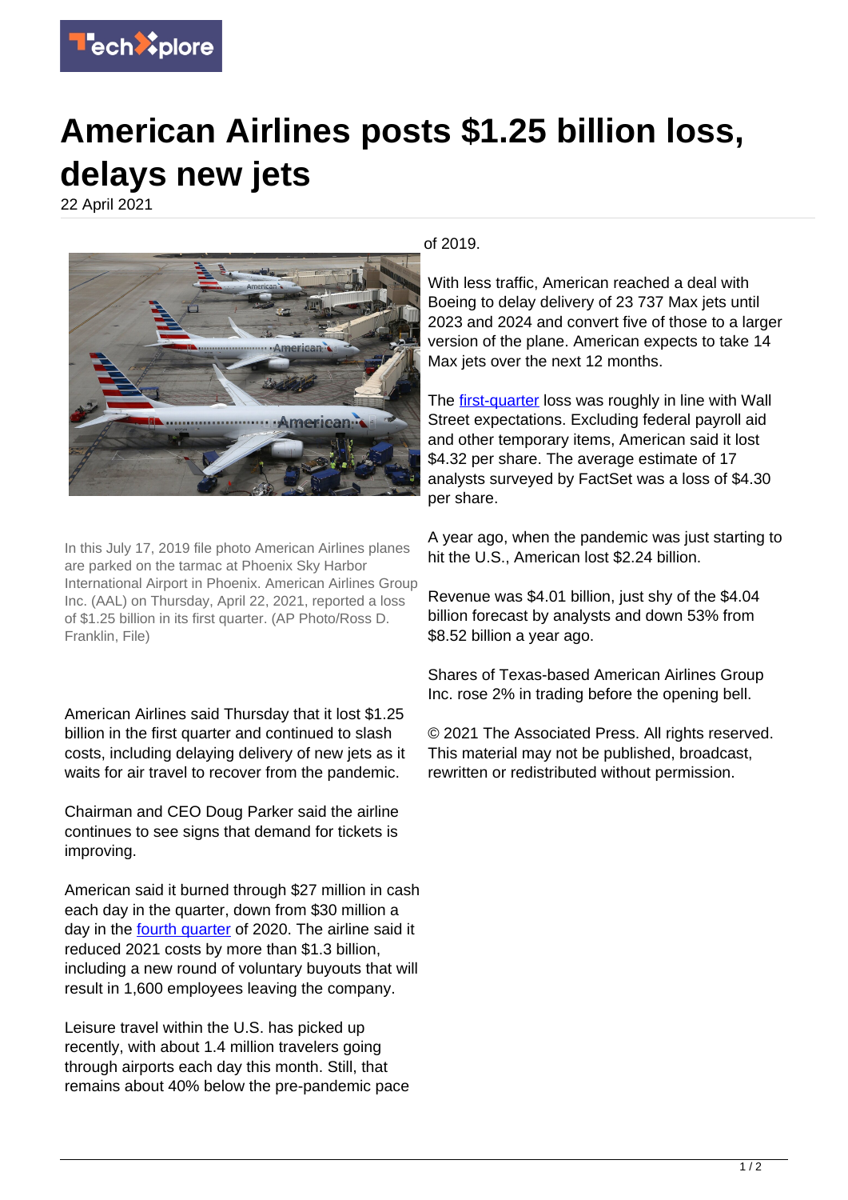# American Airlines posts $1.25 billion loss, delays new jets

22 April 2021

In this July 17, 2019 file photo American Airlines planes are parked on the tarmac at Phoenix Sky Harbor International Airport in Phoenix. American Airlines Group Inc. (AAL) on Thursday, April 22, 2021, reported a loss of $1.25 billion in its first quarter. (AP Photo/Ross D. Franklin, File)

American Airlines said Thursday that it lost $1.25 billion in the first quarter and continued to slash costs, including delaying delivery of new jets as it waits for air travel to recover from the pandemic.

Chairman and CEO Doug Parker said the airline continues to see signs that demand for tickets is improving.

American said it burned through $27 million in cash each day in the quarter, down from $30 million a day in the fourth quarter of 2020. The airline said it reduced 2021 costs by more than $1.3 billion, including a new round of voluntary buyouts that will result in 1,600 employees leaving the company.

Leisure travel within the U.S. has picked up recently, with about 1.4 million travelers going through airports each day this month. Still, that remains about 40% below the pre-pandemic pace of 2019.

With less traffic, American reached a deal with Boeing to delay delivery of 23 737 Max jets until 2023 and 2024 and convert five of those to a larger version of the plane. American expects to take 14 Max jets over the next 12 months.

The first-quarter loss was roughly in line with Wall Street expectations. Excluding federal payroll aid and other temporary items, American said it lost $4.32 per share. The average estimate of 17 analysts surveyed by FactSet was a loss of $4.30 per share.

A year ago, when the pandemic was just starting to hit the U.S., American lost $2.24 billion.

Revenue was $4.01 billion, just shy of the $4.04 billion forecast by analysts and down 53% from $8.52 billion a year ago.

Shares of Texas-based American Airlines Group Inc. rose 2% in trading before the opening bell.

© 2021 The Associated Press. All rights reserved. This material may not be published, broadcast, rewritten or redistributed without permission.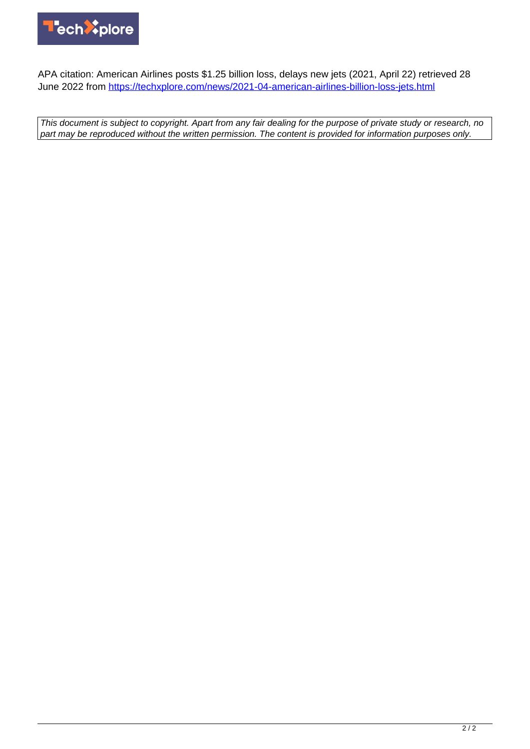APA citation: American Airlines posts $1.25 billion loss, delays new jets (2021, April 22) retrieved 28 June 2022 from https://techxplore.com/news/2021-04-american-airlines-billion-loss-jets.html

*This document is subject to copyright. Apart from any fair dealing for the purpose of private study or research, no part may be reproduced without the written permission. The content is provided for information purposes only.*